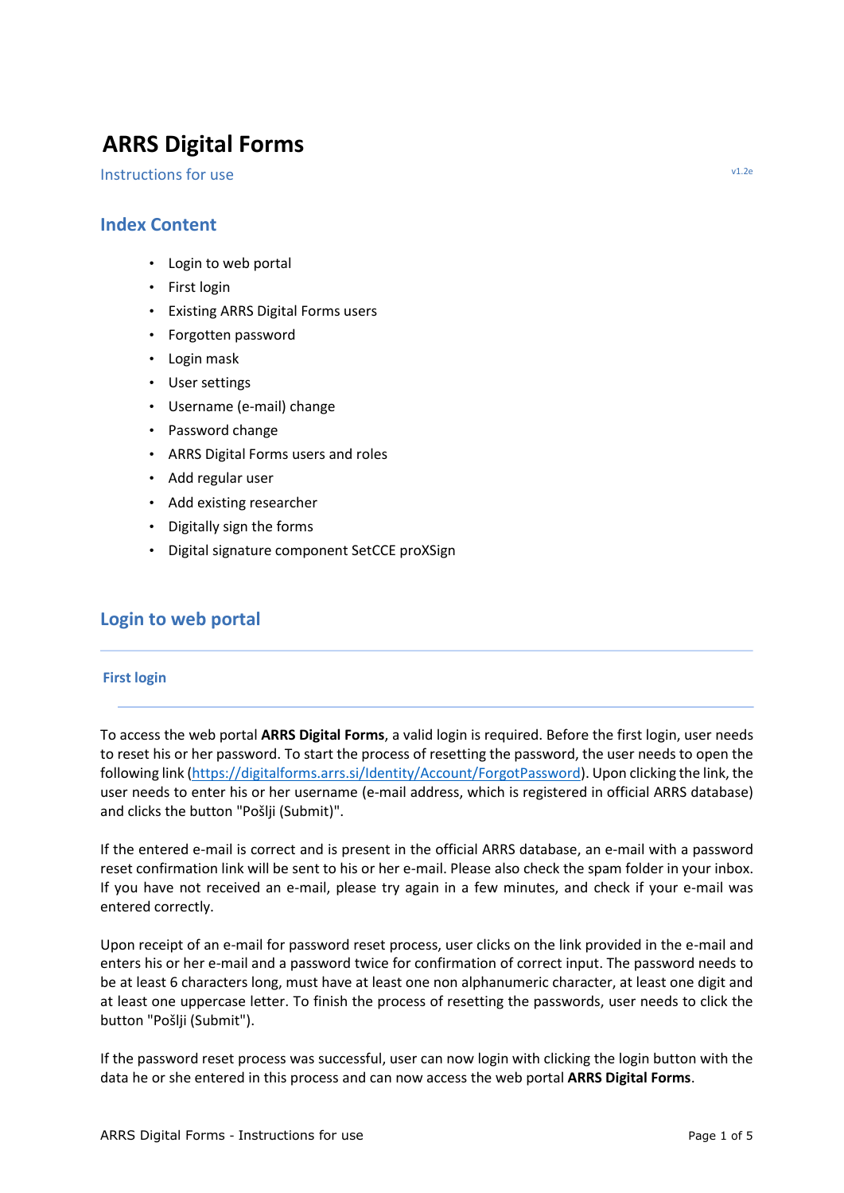# ARRS Digital Forms

Instructions for use

v1.2e

## Index Content

- Login to web portal
- First login
- Existing ARRS Digital Forms users
- Forgotten password
- Login mask
- User settings
- Username (e-mail) change
- Password change
- ARRS Digital Forms users and roles
- Add regular user
- Add existing researcher
- Digitally sign the forms
- Digital signature component SetCCE proXSign

## Login to web portal

### First login

To access the web portal **ARRS Digital Forms**, a valid login is required. Before the first login, user needs to reset his or her password. To start the process of resetting the password, the user needs to open the following link (https://digitalforms.arrs.si/Identity/Account/ForgotPassword). Upon clicking the link, the user needs to enter his or her username (e-mail address, which is registered in official ARRS database) and clicks the button "Pošlji (Submit)".

If the entered e-mail is correct and is present in the official ARRS database, an e-mail with a password reset confirmation link will be sent to his or her e-mail. Please also check the spam folder in your inbox. If you have not received an e-mail, please try again in a few minutes, and check if your e-mail was entered correctly.

Upon receipt of an e-mail for password reset process, user clicks on the link provided in the e-mail and enters his or her e-mail and a password twice for confirmation of correct input. The password needs to be at least 6 characters long, must have at least one non alphanumeric character, at least one digit and at least one uppercase letter. To finish the process of resetting the passwords, user needs to click the button "Pošlji (Submit")".

If the password reset process was successful, user can now login with clicking the login button with the data he or she entered in this process and can now access the web portal **ARRS Digital Forms**.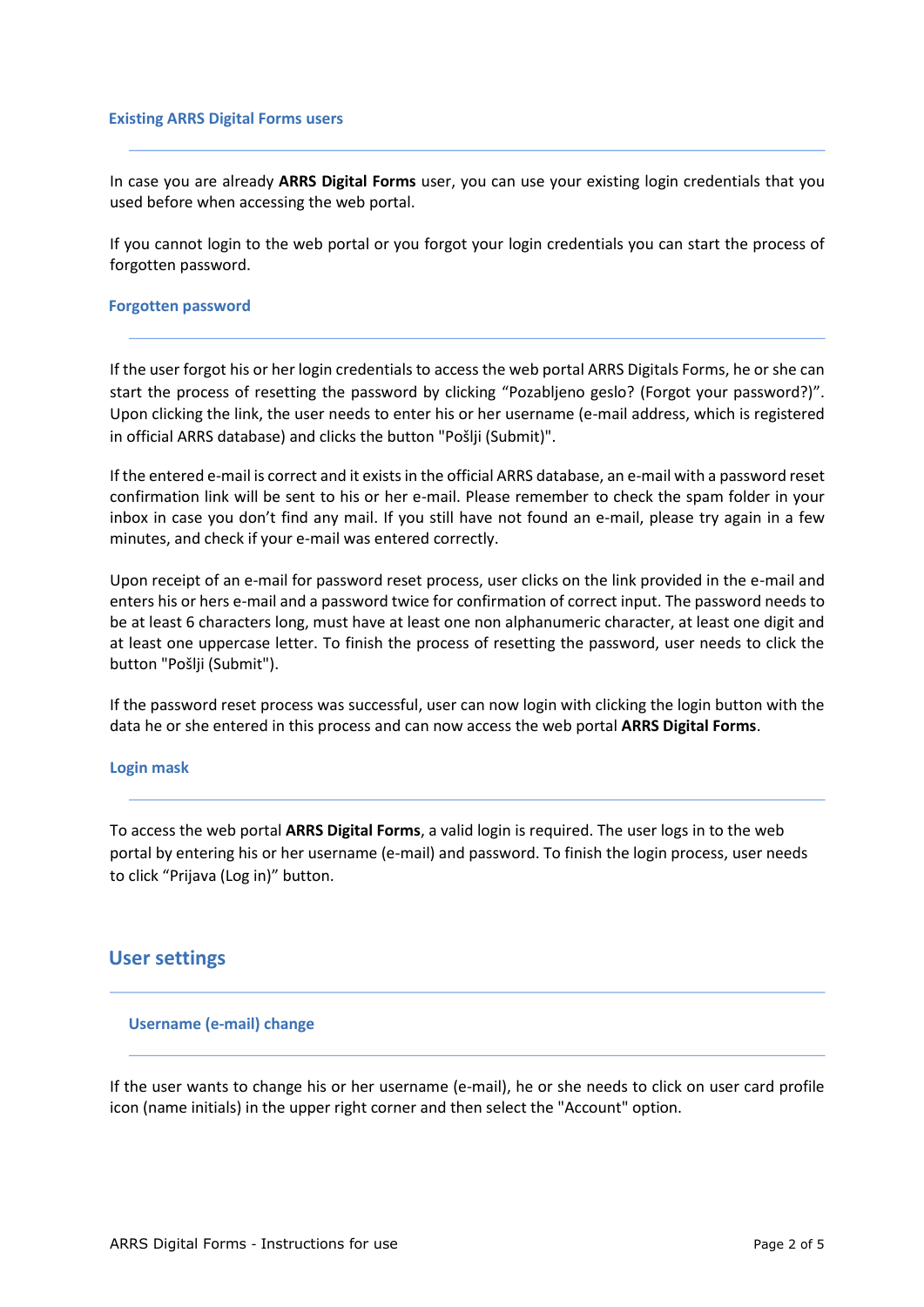### Existing ARRS Digital Forms users

In case you are already **ARRS Digital Forms** user, you can use your existing login credentials that you used before when accessing the web portal.

If you cannot login to the web portal or you forgot your login credentials you can start the process of forgotten password.

### Forgotten password

If the user forgot his or her login credentials to access the web portal ARRS Digitals Forms, he or she can start the process of resetting the password by clicking “Pozabljeno geslo? (Forgot your password?)”. Upon clicking the link, the user needs to enter his or her username (e-mail address, which is registered in official ARRS database) and clicks the button "Pošlji (Submit)".

If the entered e-mail is correct and it exists in the official ARRS database, an e-mail with a password reset confirmation link will be sent to his or her e-mail. Please remember to check the spam folder in your inbox in case you don’t find any mail. If you still have not found an e-mail, please try again in a few minutes, and check if your e-mail was entered correctly.

Upon receipt of an e-mail for password reset process, user clicks on the link provided in the e-mail and enters his or hers e-mail and a password twice for confirmation of correct input. The password needs to be at least 6 characters long, must have at least one non alphanumeric character, at least one digit and at least one uppercase letter. To finish the process of resetting the password, user needs to click the button "Pošlji (Submit").

If the password reset process was successful, user can now login with clicking the login button with the data he or she entered in this process and can now access the web portal **ARRS Digital Forms**.

### Login mask

To access the web portal **ARRS Digital Forms**, a valid login is required. The user logs in to the web portal by entering his or her username (e-mail) and password. To finish the login process, user needs to click “Prijava (Log in)” button.

## User settings

### Username (e-mail) change

If the user wants to change his or her username (e-mail), he or she needs to click on user card profile icon (name initials) in the upper right corner and then select the "Account" option.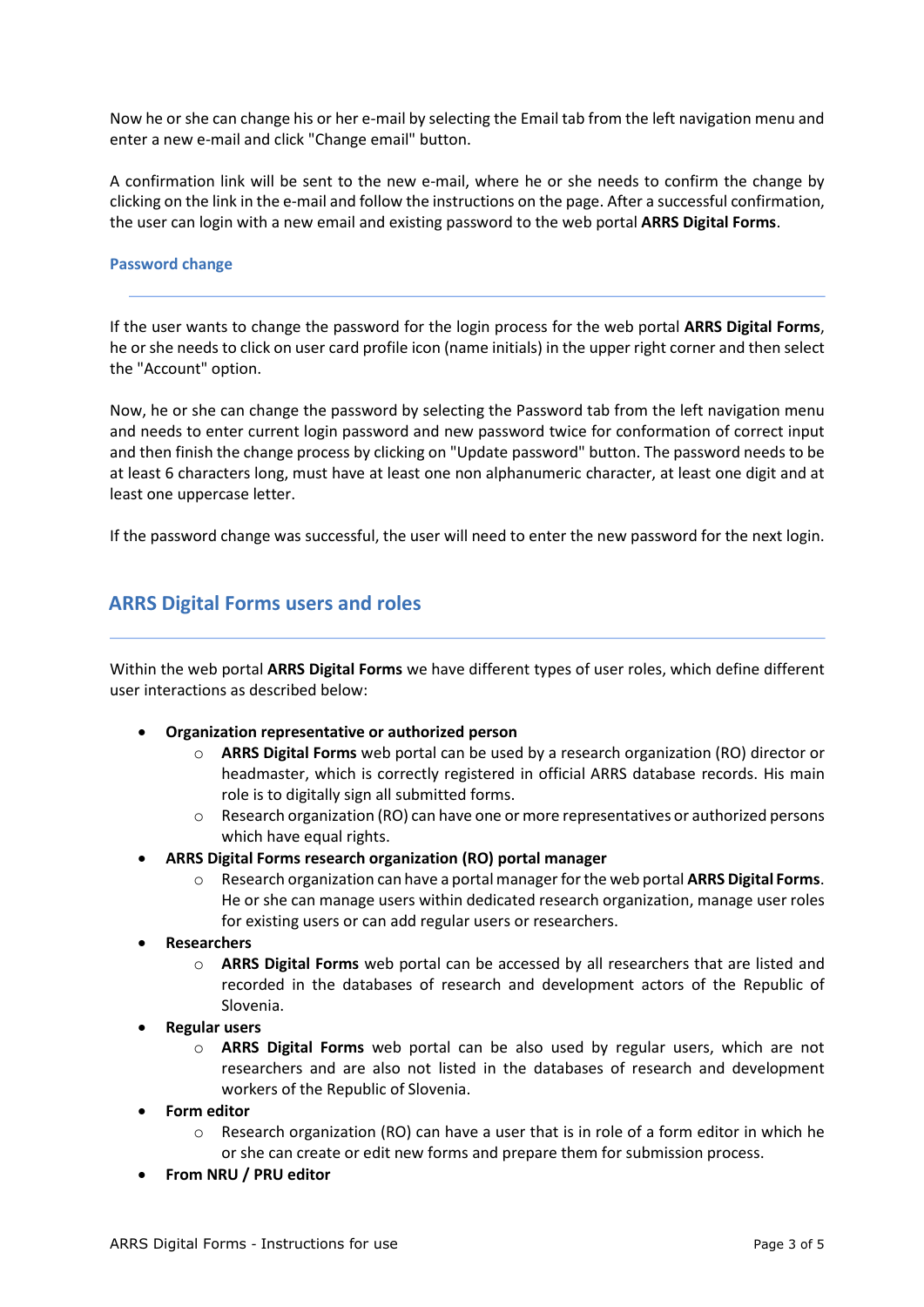Now he or she can change his or her e-mail by selecting the Email tab from the left navigation menu and enter a new e-mail and click "Change email" button.

A confirmation link will be sent to the new e-mail, where he or she needs to confirm the change by clicking on the link in the e-mail and follow the instructions on the page. After a successful confirmation, the user can login with a new email and existing password to the web portal **ARRS Digital Forms**.

### Password change

If the user wants to change the password for the login process for the web portal **ARRS Digital Forms**, he or she needs to click on user card profile icon (name initials) in the upper right corner and then select the "Account" option.

Now, he or she can change the password by selecting the Password tab from the left navigation menu and needs to enter current login password and new password twice for conformation of correct input and then finish the change process by clicking on "Update password" button. The password needs to be at least 6 characters long, must have at least one non alphanumeric character, at least one digit and at least one uppercase letter.

If the password change was successful, the user will need to enter the new password for the next login.

## ARRS Digital Forms users and roles

Within the web portal **ARRS Digital Forms** we have different types of user roles, which define different user interactions as described below:

- **Organization representative or authorized person**
  - **ARRS Digital Forms** web portal can be used by a research organization (RO) director or headmaster, which is correctly registered in official ARRS database records. His main role is to digitally sign all submitted forms.
  - Research organization (RO) can have one or more representatives or authorized persons which have equal rights.
- **ARRS Digital Forms research organization (RO) portal manager**
  - Research organization can have a portal manager for the web portal **ARRS Digital Forms**. He or she can manage users within dedicated research organization, manage user roles for existing users or can add regular users or researchers.
- **Researchers**
  - **ARRS Digital Forms** web portal can be accessed by all researchers that are listed and recorded in the databases of research and development actors of the Republic of Slovenia.
- **Regular users**
  - **ARRS Digital Forms** web portal can be also used by regular users, which are not researchers and are also not listed in the databases of research and development workers of the Republic of Slovenia.
- **Form editor**
  - Research organization (RO) can have a user that is in role of a form editor in which he or she can create or edit new forms and prepare them for submission process.
- **From NRU / PRU editor**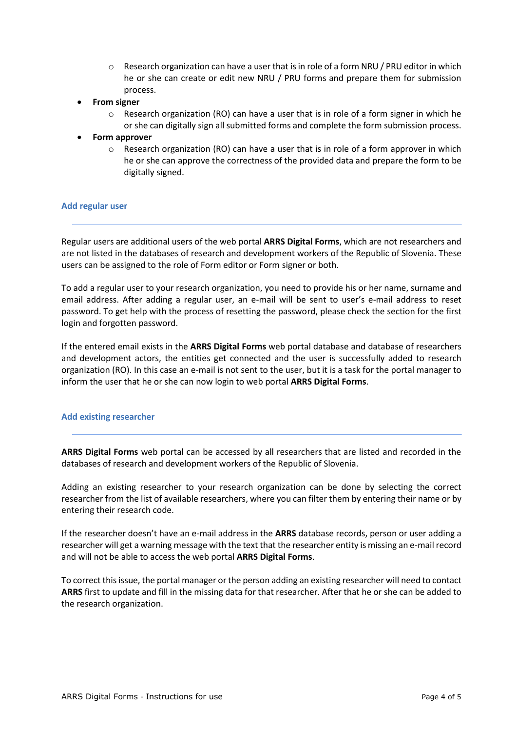- Research organization can have a user that is in role of a form NRU / PRU editor in which he or she can create or edit new NRU / PRU forms and prepare them for submission process.
- **From signer**
    - Research organization (RO) can have a user that is in role of a form signer in which he or she can digitally sign all submitted forms and complete the form submission process.
- **Form approver**
    - Research organization (RO) can have a user that is in role of a form approver in which he or she can approve the correctness of the provided data and prepare the form to be digitally signed.

### Add regular user

Regular users are additional users of the web portal **ARRS Digital Forms**, which are not researchers and are not listed in the databases of research and development workers of the Republic of Slovenia. These users can be assigned to the role of Form editor or Form signer or both.

To add a regular user to your research organization, you need to provide his or her name, surname and email address. After adding a regular user, an e-mail will be sent to user's e-mail address to reset password. To get help with the process of resetting the password, please check the section for the first login and forgotten password.

If the entered email exists in the **ARRS Digital Forms** web portal database and database of researchers and development actors, the entities get connected and the user is successfully added to research organization (RO). In this case an e-mail is not sent to the user, but it is a task for the portal manager to inform the user that he or she can now login to web portal **ARRS Digital Forms**.

### Add existing researcher

**ARRS Digital Forms** web portal can be accessed by all researchers that are listed and recorded in the databases of research and development workers of the Republic of Slovenia.

Adding an existing researcher to your research organization can be done by selecting the correct researcher from the list of available researchers, where you can filter them by entering their name or by entering their research code.

If the researcher doesn't have an e-mail address in the **ARRS** database records, person or user adding a researcher will get a warning message with the text that the researcher entity is missing an e-mail record and will not be able to access the web portal **ARRS Digital Forms**.

To correct this issue, the portal manager or the person adding an existing researcher will need to contact **ARRS** first to update and fill in the missing data for that researcher. After that he or she can be added to the research organization.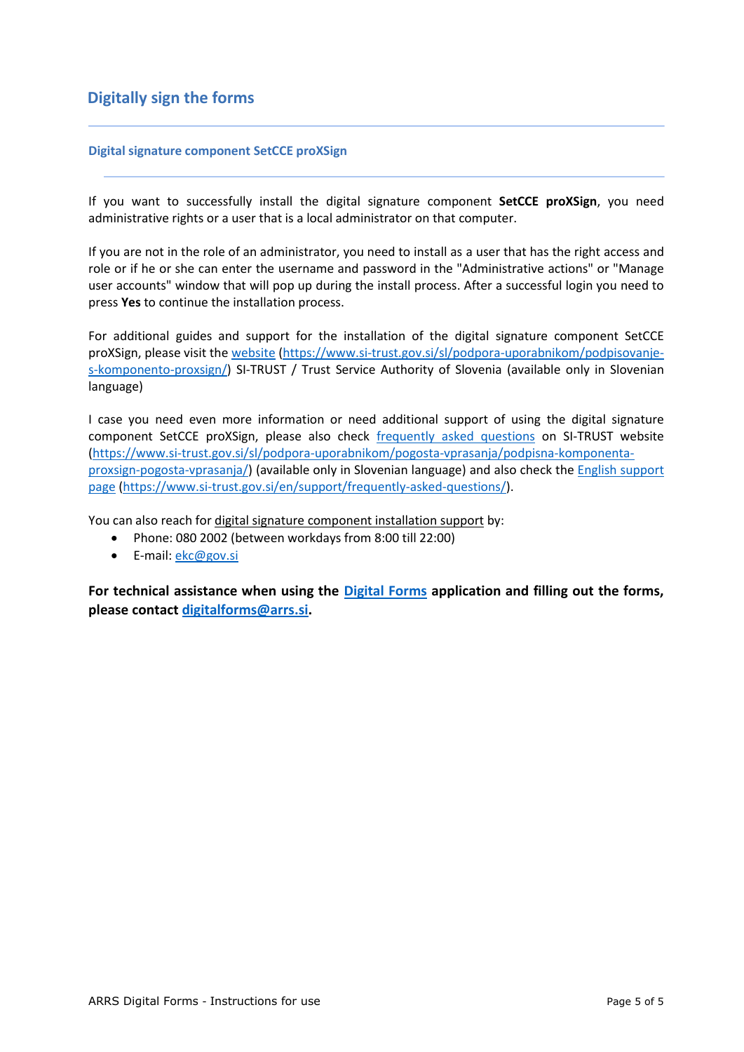## Digitally sign the forms

### Digital signature component SetCCE proXSign

If you want to successfully install the digital signature component **SetCCE proXSign**, you need administrative rights or a user that is a local administrator on that computer.

If you are not in the role of an administrator, you need to install as a user that has the right access and role or if he or she can enter the username and password in the "Administrative actions" or "Manage user accounts" window that will pop up during the install process. After a successful login you need to press **Yes** to continue the installation process.

For additional guides and support for the installation of the digital signature component SetCCE proXSign, please visit the [website](https://www.si-trust.gov.si/sl/podpora-uporabnikom/podpisovanje-s-komponento-proxsign/) ([https://www.si-trust.gov.si/sl/podpora-uporabnikom/podpisovanje-s-komponento-proxsign/](https://www.si-trust.gov.si/sl/podpora-uporabnikom/podpisovanje-s-komponento-proxsign/)) SI-TRUST / Trust Service Authority of Slovenia (available only in Slovenian language)

I case you need even more information or need additional support of using the digital signature component SetCCE proXSign, please also check [frequently asked questions](https://www.si-trust.gov.si/sl/podpora-uporabnikom/pogosta-vprasanja/podpisna-komponenta-proxsign-pogosta-vprasanja/) on SI-TRUST website ([https://www.si-trust.gov.si/sl/podpora-uporabnikom/pogosta-vprasanja/podpisna-komponenta-proxsign-pogosta-vprasanja/](https://www.si-trust.gov.si/sl/podpora-uporabnikom/pogosta-vprasanja/podpisna-komponenta-proxsign-pogosta-vprasanja/)) (available only in Slovenian language) and also check the [English support page](https://www.si-trust.gov.si/en/support/frequently-asked-questions/) ([https://www.si-trust.gov.si/en/support/frequently-asked-questions/](https://www.si-trust.gov.si/en/support/frequently-asked-questions/)).

You can also reach for digital signature component installation support by:

- Phone: 080 2002 (between workdays from 8:00 till 22:00)
- E-mail: [ekc@gov.si](mailto:ekc@gov.si)

**For technical assistance when using the [Digital Forms]() application and filling out the forms, please contact [digitalforms@arrs.si](mailto:digitalforms@arrs.si).**